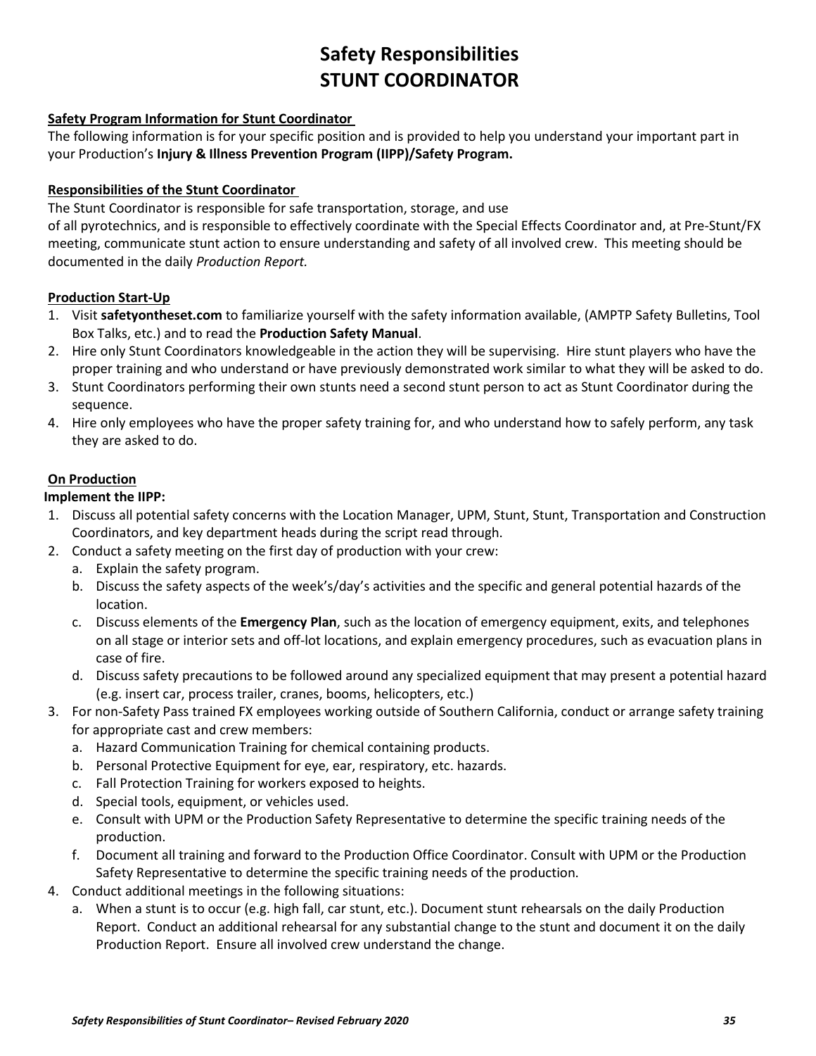# Safety Responsibilities
# STUNT COORDINATOR

**Safety Program Information for Stunt Coordinator**

The following information is for your specific position and is provided to help you understand your important part in your Production's **Injury & Illness Prevention Program (IIPP)/Safety Program.**

**Responsibilities of the Stunt Coordinator**

The Stunt Coordinator is responsible for safe transportation, storage, and use of all pyrotechnics, and is responsible to effectively coordinate with the Special Effects Coordinator and, at Pre-Stunt/FX meeting, communicate stunt action to ensure understanding and safety of all involved crew. This meeting should be documented in the daily *Production Report.*

**Production Start-Up**

1. Visit **safetyontheset.com** to familiarize yourself with the safety information available, (AMPTP Safety Bulletins, Tool Box Talks, etc.) and to read the **Production Safety Manual**.
2. Hire only Stunt Coordinators knowledgeable in the action they will be supervising. Hire stunt players who have the proper training and who understand or have previously demonstrated work similar to what they will be asked to do.
3. Stunt Coordinators performing their own stunts need a second stunt person to act as Stunt Coordinator during the sequence.
4. Hire only employees who have the proper safety training for, and who understand how to safely perform, any task they are asked to do.

**On Production**

**Implement the IIPP:**

1. Discuss all potential safety concerns with the Location Manager, UPM, Stunt, Stunt, Transportation and Construction Coordinators, and key department heads during the script read through.
2. Conduct a safety meeting on the first day of production with your crew:
   a. Explain the safety program.
   b. Discuss the safety aspects of the week's/day's activities and the specific and general potential hazards of the location.
   c. Discuss elements of the **Emergency Plan**, such as the location of emergency equipment, exits, and telephones on all stage or interior sets and off-lot locations, and explain emergency procedures, such as evacuation plans in case of fire.
   d. Discuss safety precautions to be followed around any specialized equipment that may present a potential hazard (e.g. insert car, process trailer, cranes, booms, helicopters, etc.)
3. For non-Safety Pass trained FX employees working outside of Southern California, conduct or arrange safety training for appropriate cast and crew members:
   a. Hazard Communication Training for chemical containing products.
   b. Personal Protective Equipment for eye, ear, respiratory, etc. hazards.
   c. Fall Protection Training for workers exposed to heights.
   d. Special tools, equipment, or vehicles used.
   e. Consult with UPM or the Production Safety Representative to determine the specific training needs of the production.
   f. Document all training and forward to the Production Office Coordinator. Consult with UPM or the Production Safety Representative to determine the specific training needs of the production.
4. Conduct additional meetings in the following situations:
   a. When a stunt is to occur (e.g. high fall, car stunt, etc.). Document stunt rehearsals on the daily Production Report. Conduct an additional rehearsal for any substantial change to the stunt and document it on the daily Production Report. Ensure all involved crew understand the change.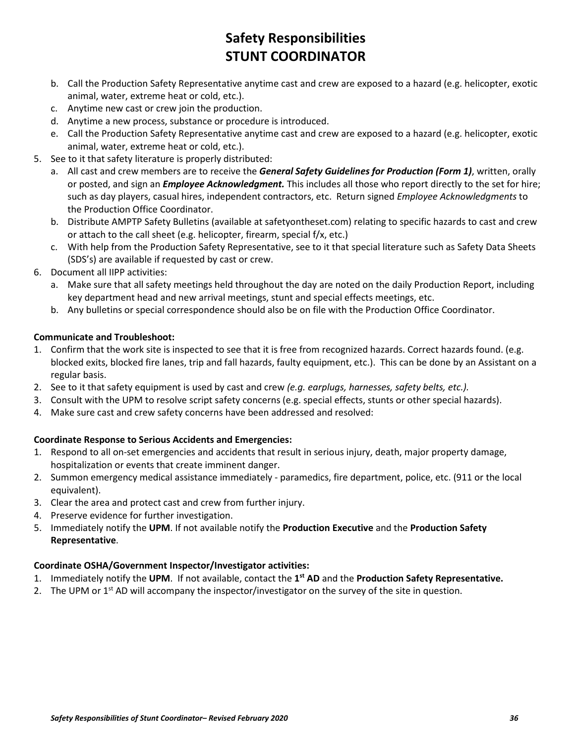# Safety Responsibilities STUNT COORDINATOR

   b. Call the Production Safety Representative anytime cast and crew are exposed to a hazard (e.g. helicopter, exotic animal, water, extreme heat or cold, etc.).
   c. Anytime new cast or crew join the production.
   d. Anytime a new process, substance or procedure is introduced.
   e. Call the Production Safety Representative anytime cast and crew are exposed to a hazard (e.g. helicopter, exotic animal, water, extreme heat or cold, etc.).
5. See to it that safety literature is properly distributed:
   a. All cast and crew members are to receive the ***General Safety Guidelines for Production (Form 1)***, written, orally or posted, and sign an ***Employee Acknowledgment.*** This includes all those who report directly to the set for hire; such as day players, casual hires, independent contractors, etc. Return signed *Employee Acknowledgments* to the Production Office Coordinator.
   b. Distribute AMPTP Safety Bulletins (available at safetyontheset.com) relating to specific hazards to cast and crew or attach to the call sheet (e.g. helicopter, firearm, special f/x, etc.)
   c. With help from the Production Safety Representative, see to it that special literature such as Safety Data Sheets (SDS's) are available if requested by cast or crew.
6. Document all IIPP activities:
   a. Make sure that all safety meetings held throughout the day are noted on the daily Production Report, including key department head and new arrival meetings, stunt and special effects meetings, etc.
   b. Any bulletins or special correspondence should also be on file with the Production Office Coordinator.

**Communicate and Troubleshoot:**

1. Confirm that the work site is inspected to see that it is free from recognized hazards. Correct hazards found. (e.g. blocked exits, blocked fire lanes, trip and fall hazards, faulty equipment, etc.). This can be done by an Assistant on a regular basis.
2. See to it that safety equipment is used by cast and crew *(e.g. earplugs, harnesses, safety belts, etc.).*
3. Consult with the UPM to resolve script safety concerns (e.g. special effects, stunts or other special hazards).
4. Make sure cast and crew safety concerns have been addressed and resolved:

**Coordinate Response to Serious Accidents and Emergencies:**

1. Respond to all on-set emergencies and accidents that result in serious injury, death, major property damage, hospitalization or events that create imminent danger.
2. Summon emergency medical assistance immediately - paramedics, fire department, police, etc. (911 or the local equivalent).
3. Clear the area and protect cast and crew from further injury.
4. Preserve evidence for further investigation.
5. Immediately notify the **UPM**. If not available notify the **Production Executive** and the **Production Safety Representative**.

**Coordinate OSHA/Government Inspector/Investigator activities:**

1. Immediately notify the **UPM**. If not available, contact the **1st AD** and the **Production Safety Representative.**
2. The UPM or 1st AD will accompany the inspector/investigator on the survey of the site in question.